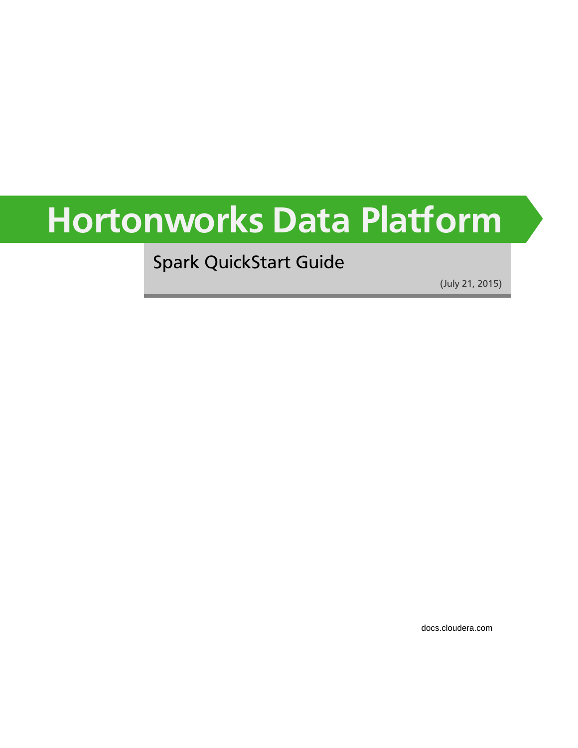# Hortonworks Data Platform

## Spark QuickStart Guide

(July 21, 2015)

docs.cloudera.com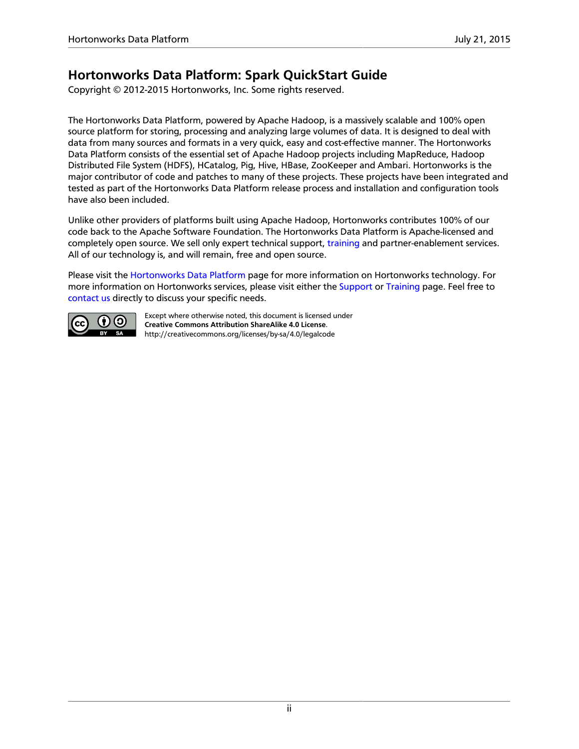# Hortonworks Data Platform: Spark QuickStart Guide

Copyright © 2012-2015 Hortonworks, Inc. Some rights reserved.

The Hortonworks Data Platform, powered by Apache Hadoop, is a massively scalable and 100% open source platform for storing, processing and analyzing large volumes of data. It is designed to deal with data from many sources and formats in a very quick, easy and cost-effective manner. The Hortonworks Data Platform consists of the essential set of Apache Hadoop projects including MapReduce, Hadoop Distributed File System (HDFS), HCatalog, Pig, Hive, HBase, ZooKeeper and Ambari. Hortonworks is the major contributor of code and patches to many of these projects. These projects have been integrated and tested as part of the Hortonworks Data Platform release process and installation and configuration tools have also been included.

Unlike other providers of platforms built using Apache Hadoop, Hortonworks contributes 100% of our code back to the Apache Software Foundation. The Hortonworks Data Platform is Apache-licensed and completely open source. We sell only expert technical support, training and partner-enablement services. All of our technology is, and will remain, free and open source.

Please visit the Hortonworks Data Platform page for more information on Hortonworks technology. For more information on Hortonworks services, please visit either the Support or Training page. Feel free to contact us directly to discuss your specific needs.

Except where otherwise noted, this document is licensed under **Creative Commons Attribution ShareAlike 4.0 License**.
http://creativecommons.org/licenses/by-sa/4.0/legalcode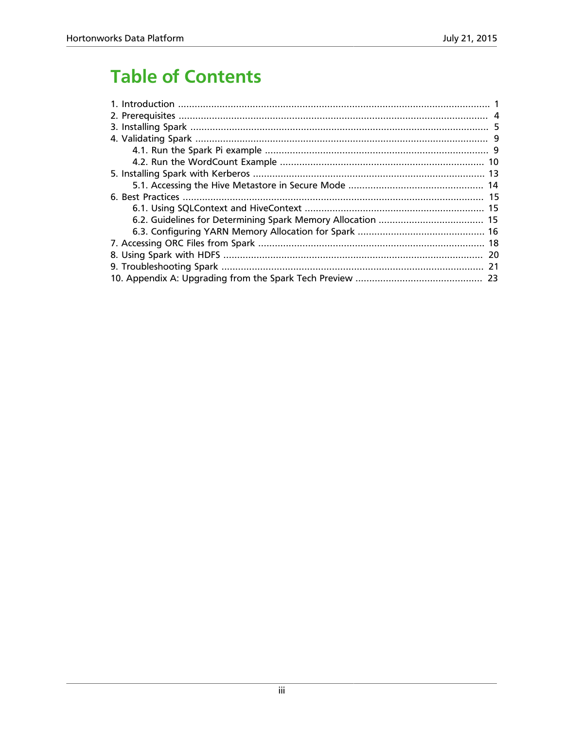# Table of Contents

- 1. Introduction ..... 1
- 2. Prerequisites ..... 4
- 3. Installing Spark ..... 5
- 4. Validating Spark ..... 9
  - 4.1. Run the Spark Pi example ..... 9
  - 4.2. Run the WordCount Example ..... 10
- 5. Installing Spark with Kerberos ..... 13
  - 5.1. Accessing the Hive Metastore in Secure Mode ..... 14
- 6. Best Practices ..... 15
  - 6.1. Using SQLContext and HiveContext ..... 15
  - 6.2. Guidelines for Determining Spark Memory Allocation ..... 15
  - 6.3. Configuring YARN Memory Allocation for Spark ..... 16
- 7. Accessing ORC Files from Spark ..... 18
- 8. Using Spark with HDFS ..... 20
- 9. Troubleshooting Spark ..... 21
- 10. Appendix A: Upgrading from the Spark Tech Preview ..... 23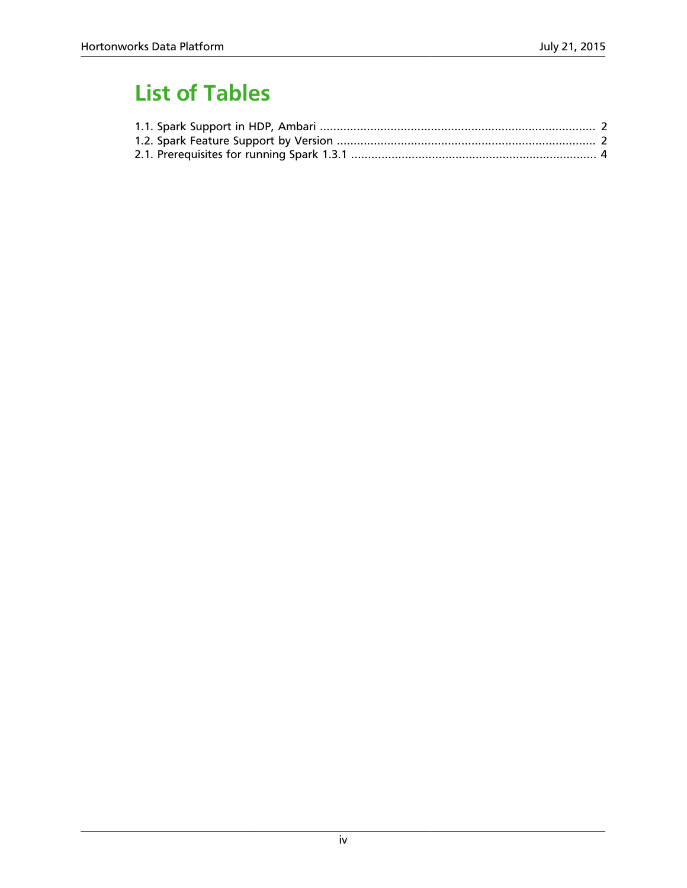# List of Tables

1.1. Spark Support in HDP, Ambari ........................................ 2
1.2. Spark Feature Support by Version ........................................ 2
2.1. Prerequisites for running Spark 1.3.1 ........................................ 4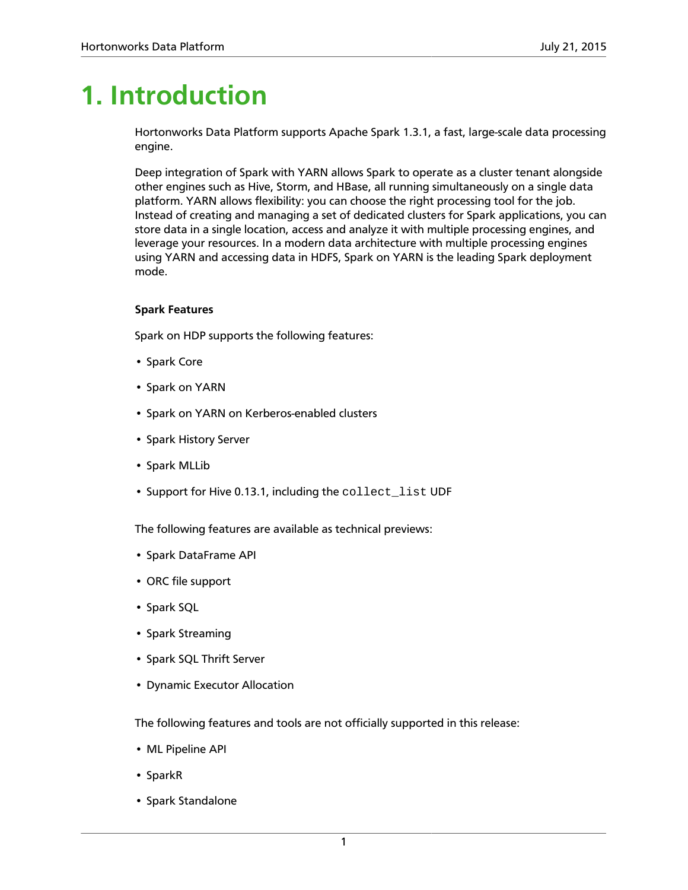# 1. Introduction

Hortonworks Data Platform supports Apache Spark 1.3.1, a fast, large-scale data processing engine.

Deep integration of Spark with YARN allows Spark to operate as a cluster tenant alongside other engines such as Hive, Storm, and HBase, all running simultaneously on a single data platform. YARN allows flexibility: you can choose the right processing tool for the job. Instead of creating and managing a set of dedicated clusters for Spark applications, you can store data in a single location, access and analyze it with multiple processing engines, and leverage your resources. In a modern data architecture with multiple processing engines using YARN and accessing data in HDFS, Spark on YARN is the leading Spark deployment mode.

**Spark Features**

Spark on HDP supports the following features:

- Spark Core
- Spark on YARN
- Spark on YARN on Kerberos-enabled clusters
- Spark History Server
- Spark MLLib
- Support for Hive 0.13.1, including the `collect_list` UDF

The following features are available as technical previews:

- Spark DataFrame API
- ORC file support
- Spark SQL
- Spark Streaming
- Spark SQL Thrift Server
- Dynamic Executor Allocation

The following features and tools are not officially supported in this release:

- ML Pipeline API
- SparkR
- Spark Standalone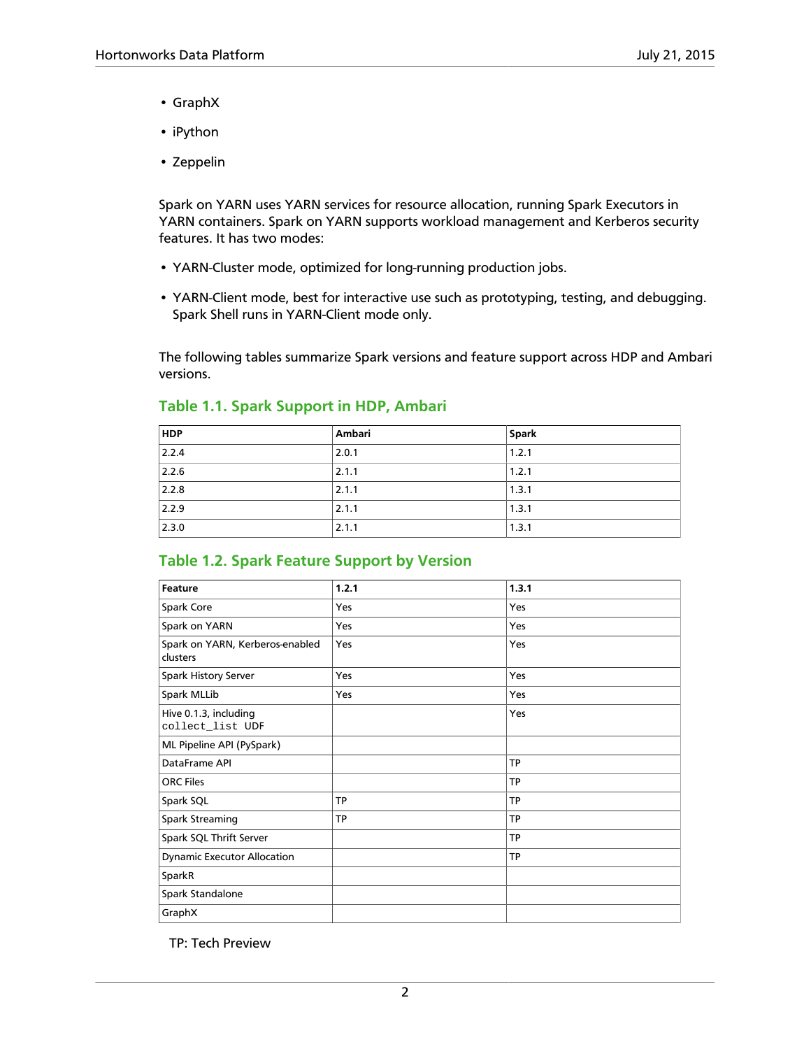- GraphX
- iPython
- Zeppelin

Spark on YARN uses YARN services for resource allocation, running Spark Executors in YARN containers. Spark on YARN supports workload management and Kerberos security features. It has two modes:

- YARN-Cluster mode, optimized for long-running production jobs.
- YARN-Client mode, best for interactive use such as prototyping, testing, and debugging. Spark Shell runs in YARN-Client mode only.

The following tables summarize Spark versions and feature support across HDP and Ambari versions.

## Table 1.1. Spark Support in HDP, Ambari

| HDP | Ambari | Spark |
|---|---|---|
| 2.2.4 | 2.0.1 | 1.2.1 |
| 2.2.6 | 2.1.1 | 1.2.1 |
| 2.2.8 | 2.1.1 | 1.3.1 |
| 2.2.9 | 2.1.1 | 1.3.1 |
| 2.3.0 | 2.1.1 | 1.3.1 |

## Table 1.2. Spark Feature Support by Version

| Feature | 1.2.1 | 1.3.1 |
|---|---|---|
| Spark Core | Yes | Yes |
| Spark on YARN | Yes | Yes |
| Spark on YARN, Kerberos-enabled clusters | Yes | Yes |
| Spark History Server | Yes | Yes |
| Spark MLLib | Yes | Yes |
| Hive 0.1.3, including `collect_list UDF` | | Yes |
| ML Pipeline API (PySpark) | | |
| DataFrame API | | TP |
| ORC Files | | TP |
| Spark SQL | TP | TP |
| Spark Streaming | TP | TP |
| Spark SQL Thrift Server | | TP |
| Dynamic Executor Allocation | | TP |
| SparkR | | |
| Spark Standalone | | |
| GraphX | | |

TP: Tech Preview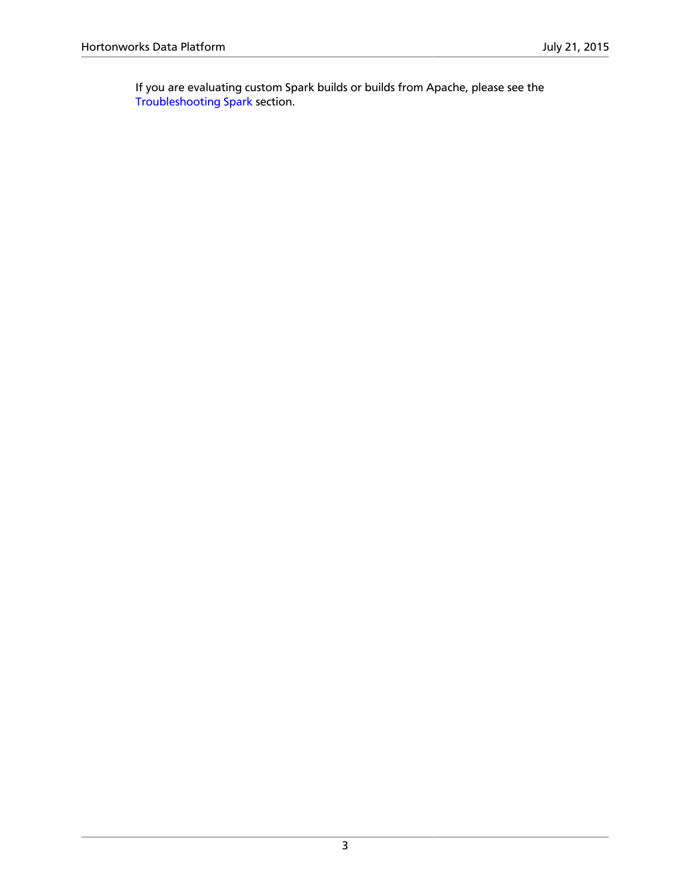If you are evaluating custom Spark builds or builds from Apache, please see the Troubleshooting Spark section.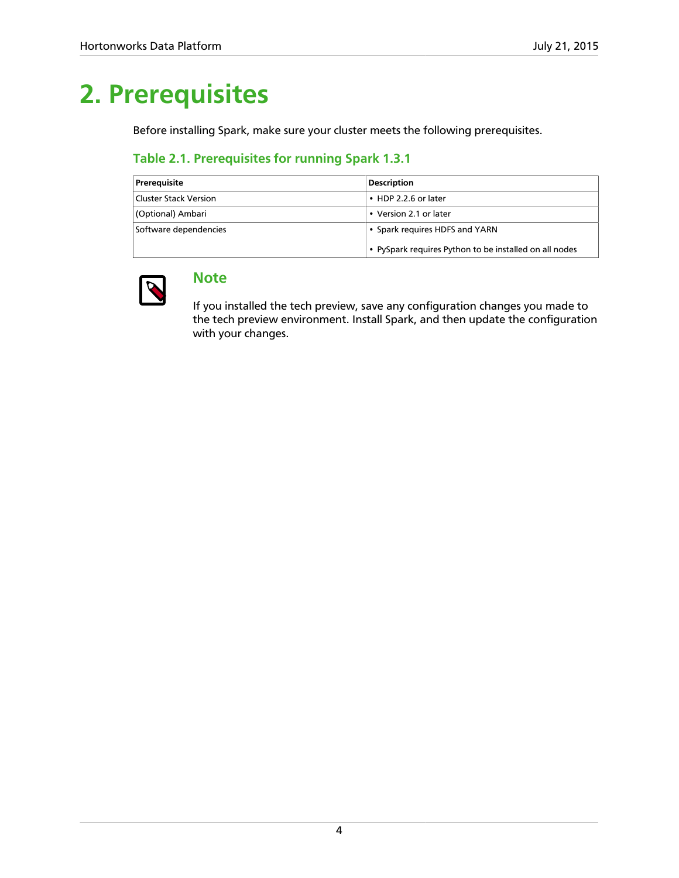# 2. Prerequisites

Before installing Spark, make sure your cluster meets the following prerequisites.

### Table 2.1. Prerequisites for running Spark 1.3.1

| Prerequisite | Description |
| --- | --- |
| Cluster Stack Version | • HDP 2.2.6 or later |
| (Optional) Ambari | • Version 2.1 or later |
| Software dependencies | • Spark requires HDFS and YARN<br>• PySpark requires Python to be installed on all nodes |

### Note

If you installed the tech preview, save any configuration changes you made to the tech preview environment. Install Spark, and then update the configuration with your changes.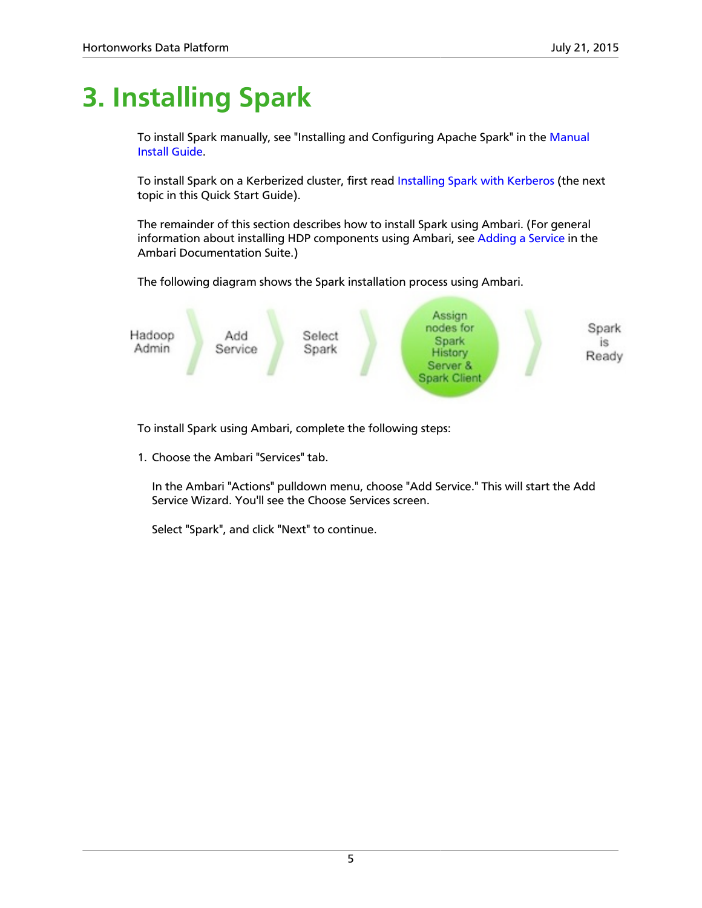# 3. Installing Spark

To install Spark manually, see "Installing and Configuring Apache Spark" in the Manual Install Guide.

To install Spark on a Kerberized cluster, first read Installing Spark with Kerberos (the next topic in this Quick Start Guide).

The remainder of this section describes how to install Spark using Ambari. (For general information about installing HDP components using Ambari, see Adding a Service in the Ambari Documentation Suite.)

The following diagram shows the Spark installation process using Ambari.

Hadoop Admin 〉 Add Service 〉 Select Spark 〉 Assign nodes for Spark History Server & Spark Client 〉 Spark is Ready

To install Spark using Ambari, complete the following steps:

1. Choose the Ambari "Services" tab.

   In the Ambari "Actions" pulldown menu, choose "Add Service." This will start the Add Service Wizard. You'll see the Choose Services screen.

   Select "Spark", and click "Next" to continue.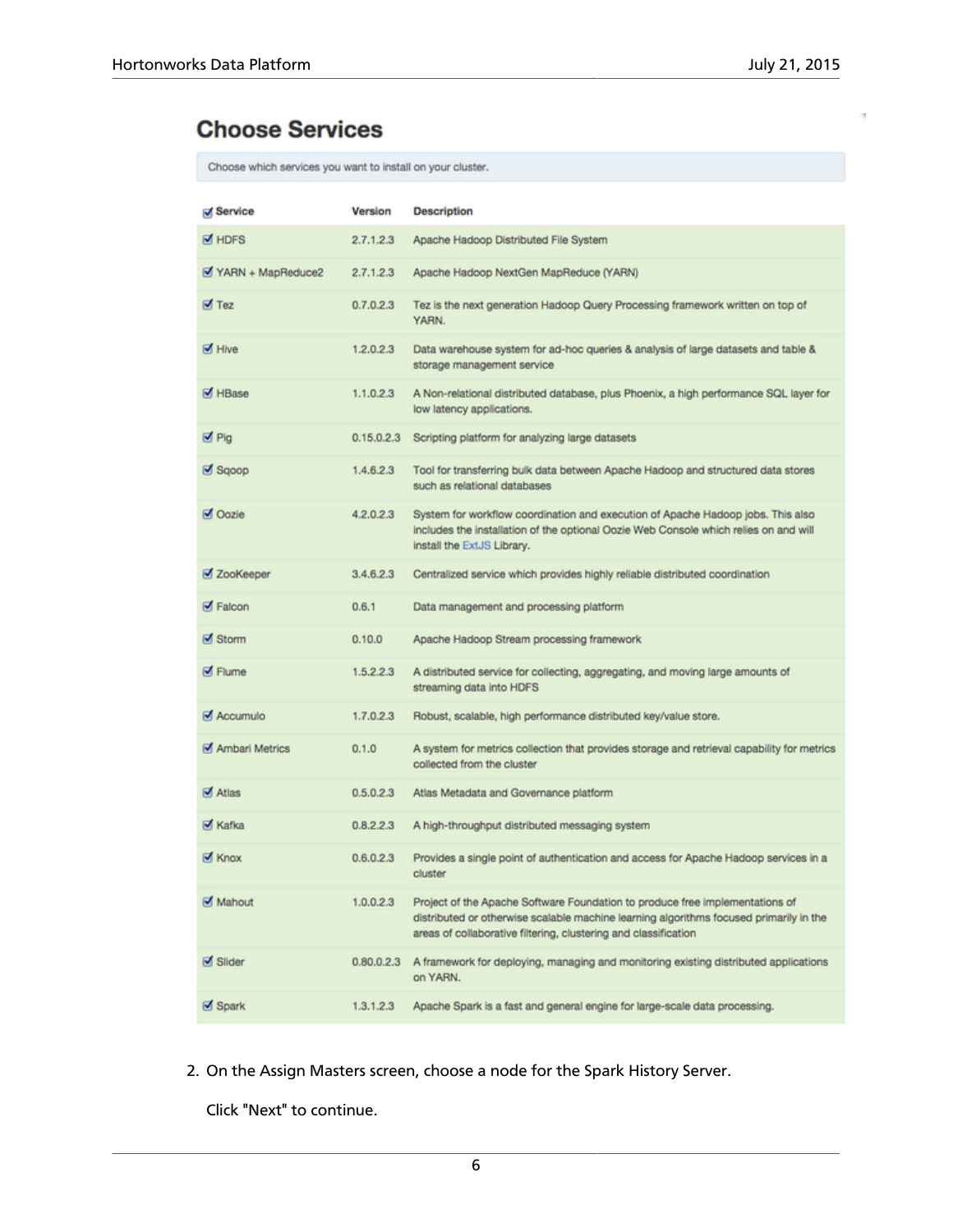## Choose Services

Choose which services you want to install on your cluster.

| Service | Version | Description |
|---|---|---|
| HDFS | 2.7.1.2.3 | Apache Hadoop Distributed File System |
| YARN + MapReduce2 | 2.7.1.2.3 | Apache Hadoop NextGen MapReduce (YARN) |
| Tez | 0.7.0.2.3 | Tez is the next generation Hadoop Query Processing framework written on top of YARN. |
| Hive | 1.2.0.2.3 | Data warehouse system for ad-hoc queries & analysis of large datasets and table & storage management service |
| HBase | 1.1.0.2.3 | A Non-relational distributed database, plus Phoenix, a high performance SQL layer for low latency applications. |
| Pig | 0.15.0.2.3 | Scripting platform for analyzing large datasets |
| Sqoop | 1.4.6.2.3 | Tool for transferring bulk data between Apache Hadoop and structured data stores such as relational databases |
| Oozie | 4.2.0.2.3 | System for workflow coordination and execution of Apache Hadoop jobs. This also includes the installation of the optional Oozie Web Console which relies on and will install the ExtJS Library. |
| ZooKeeper | 3.4.6.2.3 | Centralized service which provides highly reliable distributed coordination |
| Falcon | 0.6.1 | Data management and processing platform |
| Storm | 0.10.0 | Apache Hadoop Stream processing framework |
| Flume | 1.5.2.2.3 | A distributed service for collecting, aggregating, and moving large amounts of streaming data into HDFS |
| Accumulo | 1.7.0.2.3 | Robust, scalable, high performance distributed key/value store. |
| Ambari Metrics | 0.1.0 | A system for metrics collection that provides storage and retrieval capability for metrics collected from the cluster |
| Atlas | 0.5.0.2.3 | Atlas Metadata and Governance platform |
| Kafka | 0.8.2.2.3 | A high-throughput distributed messaging system |
| Knox | 0.6.0.2.3 | Provides a single point of authentication and access for Apache Hadoop services in a cluster |
| Mahout | 1.0.0.2.3 | Project of the Apache Software Foundation to produce free implementations of distributed or otherwise scalable machine learning algorithms focused primarily in the areas of collaborative filtering, clustering and classification |
| Slider | 0.80.0.2.3 | A framework for deploying, managing and monitoring existing distributed applications on YARN. |
| Spark | 1.3.1.2.3 | Apache Spark is a fast and general engine for large-scale data processing. |

2. On the Assign Masters screen, choose a node for the Spark History Server.

   Click "Next" to continue.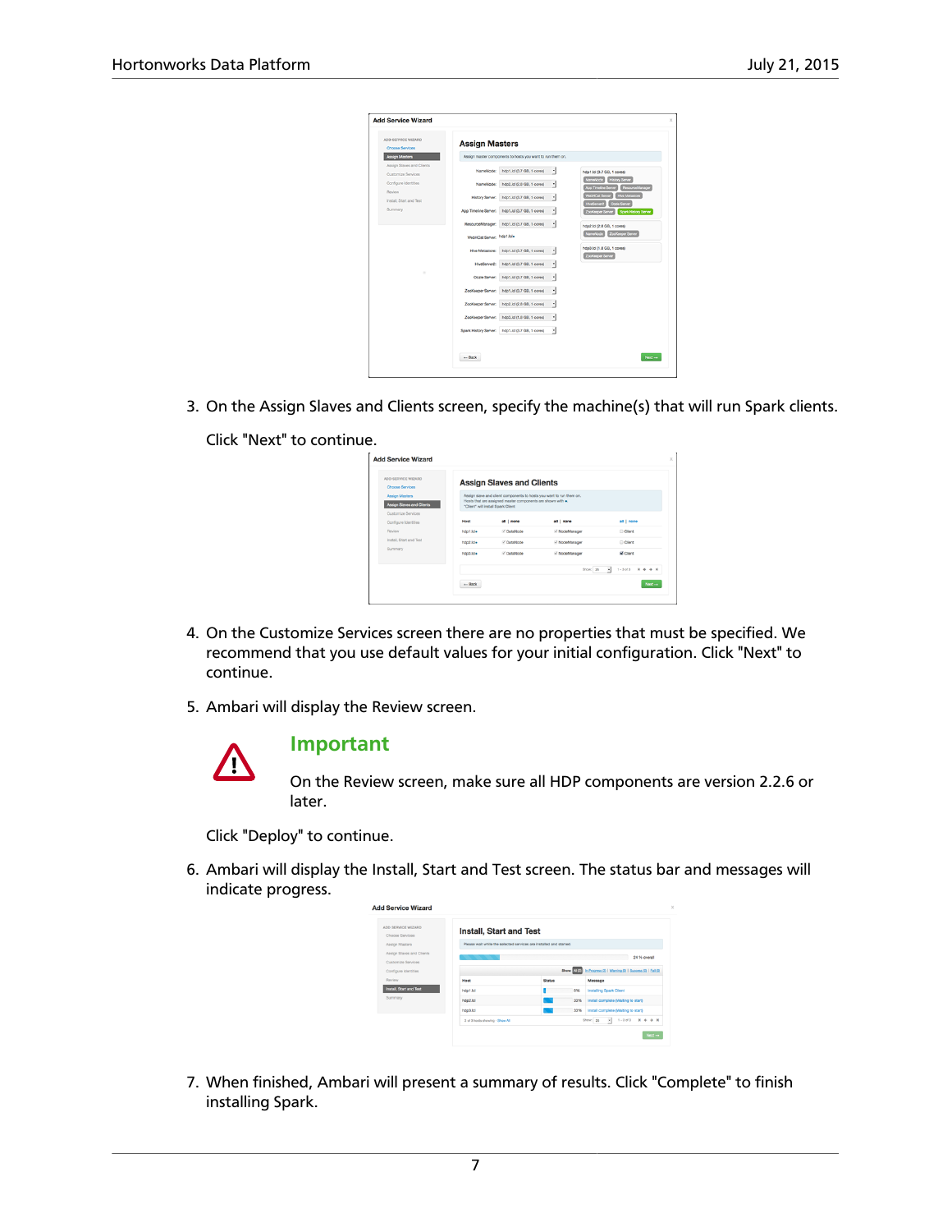3. On the Assign Slaves and Clients screen, specify the machine(s) that will run Spark clients.

   Click "Next" to continue.

4. On the Customize Services screen there are no properties that must be specified. We recommend that you use default values for your initial configuration. Click "Next" to continue.

5. Ambari will display the Review screen.

   **Important**

   On the Review screen, make sure all HDP components are version 2.2.6 or later.

   Click "Deploy" to continue.

6. Ambari will display the Install, Start and Test screen. The status bar and messages will indicate progress.

7. When finished, Ambari will present a summary of results. Click "Complete" to finish installing Spark.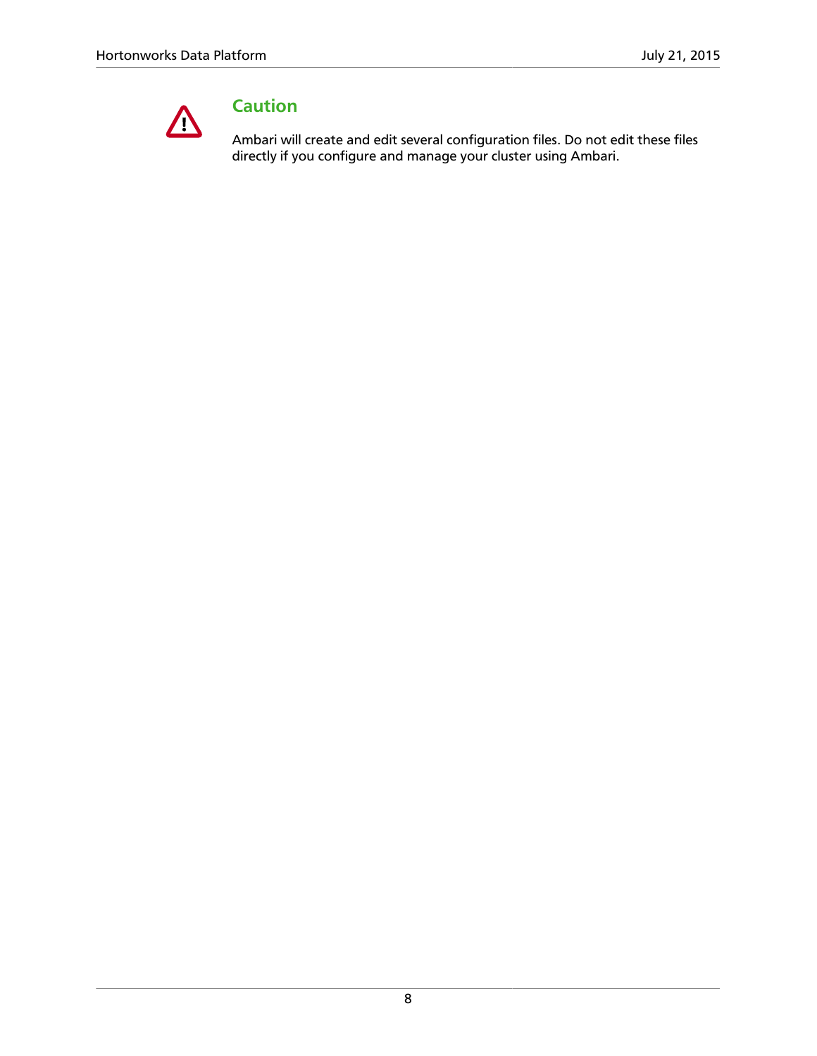> **Caution**
>
> Ambari will create and edit several configuration files. Do not edit these files directly if you configure and manage your cluster using Ambari.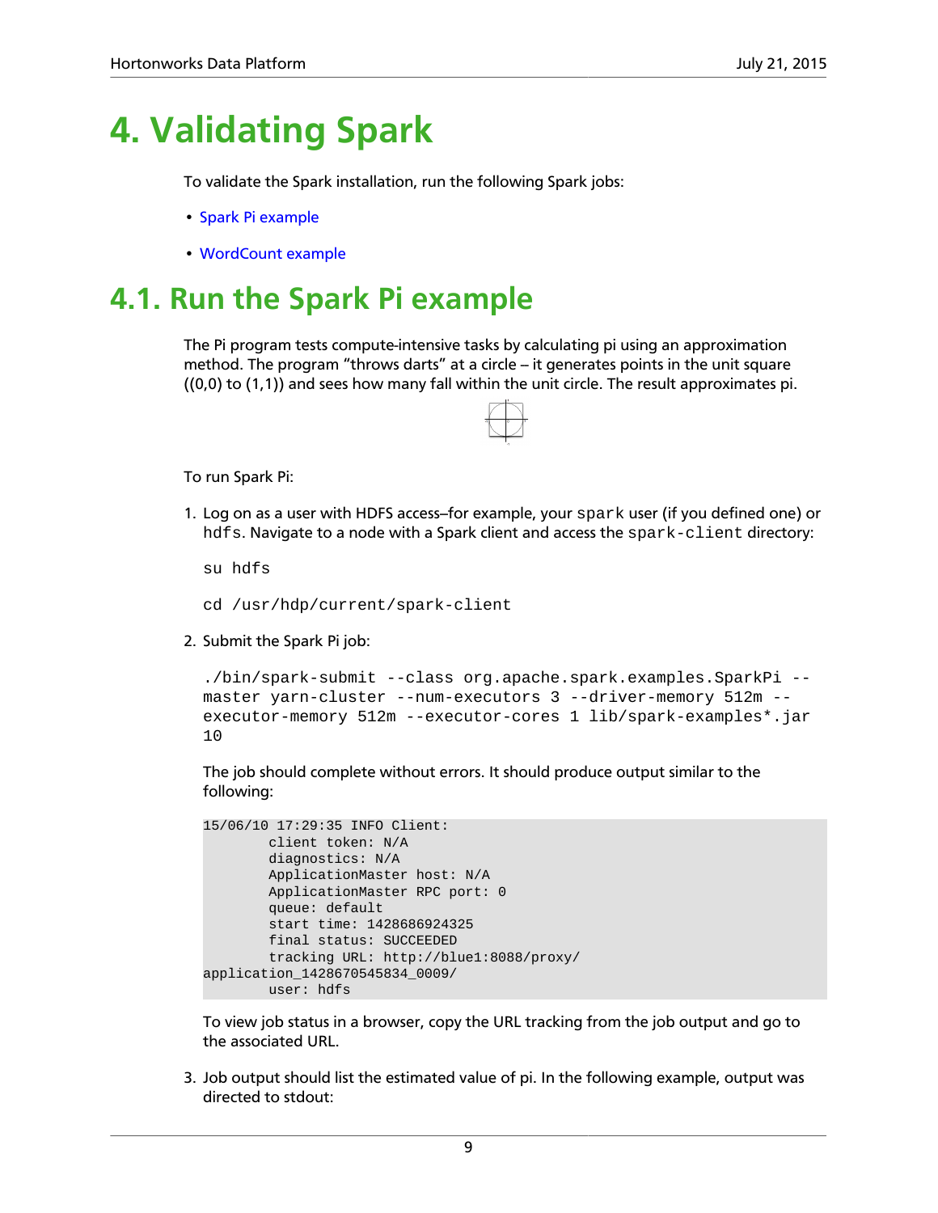# 4. Validating Spark

To validate the Spark installation, run the following Spark jobs:

- Spark Pi example
- WordCount example

## 4.1. Run the Spark Pi example

The Pi program tests compute-intensive tasks by calculating pi using an approximation method. The program "throws darts" at a circle – it generates points in the unit square ((0,0) to (1,1)) and sees how many fall within the unit circle. The result approximates pi.

To run Spark Pi:

1. Log on as a user with HDFS access–for example, your `spark` user (if you defined one) or `hdfs`. Navigate to a node with a Spark client and access the `spark-client` directory:

   ```
   su hdfs
   ```

   ```
   cd /usr/hdp/current/spark-client
   ```

2. Submit the Spark Pi job:

   ```
   ./bin/spark-submit --class org.apache.spark.examples.SparkPi --
   master yarn-cluster --num-executors 3 --driver-memory 512m --
   executor-memory 512m --executor-cores 1 lib/spark-examples*.jar
   10
   ```

   The job should complete without errors. It should produce output similar to the following:

   ```
   15/06/10 17:29:35 INFO Client:
   	client token: N/A
   	diagnostics: N/A
   	ApplicationMaster host: N/A
   	ApplicationMaster RPC port: 0
   	queue: default
   	start time: 1428686924325
   	final status: SUCCEEDED
   	tracking URL: http://blue1:8088/proxy/
   application_1428670545834_0009/
   	user: hdfs
   ```

   To view job status in a browser, copy the URL tracking from the job output and go to the associated URL.

3. Job output should list the estimated value of pi. In the following example, output was directed to stdout: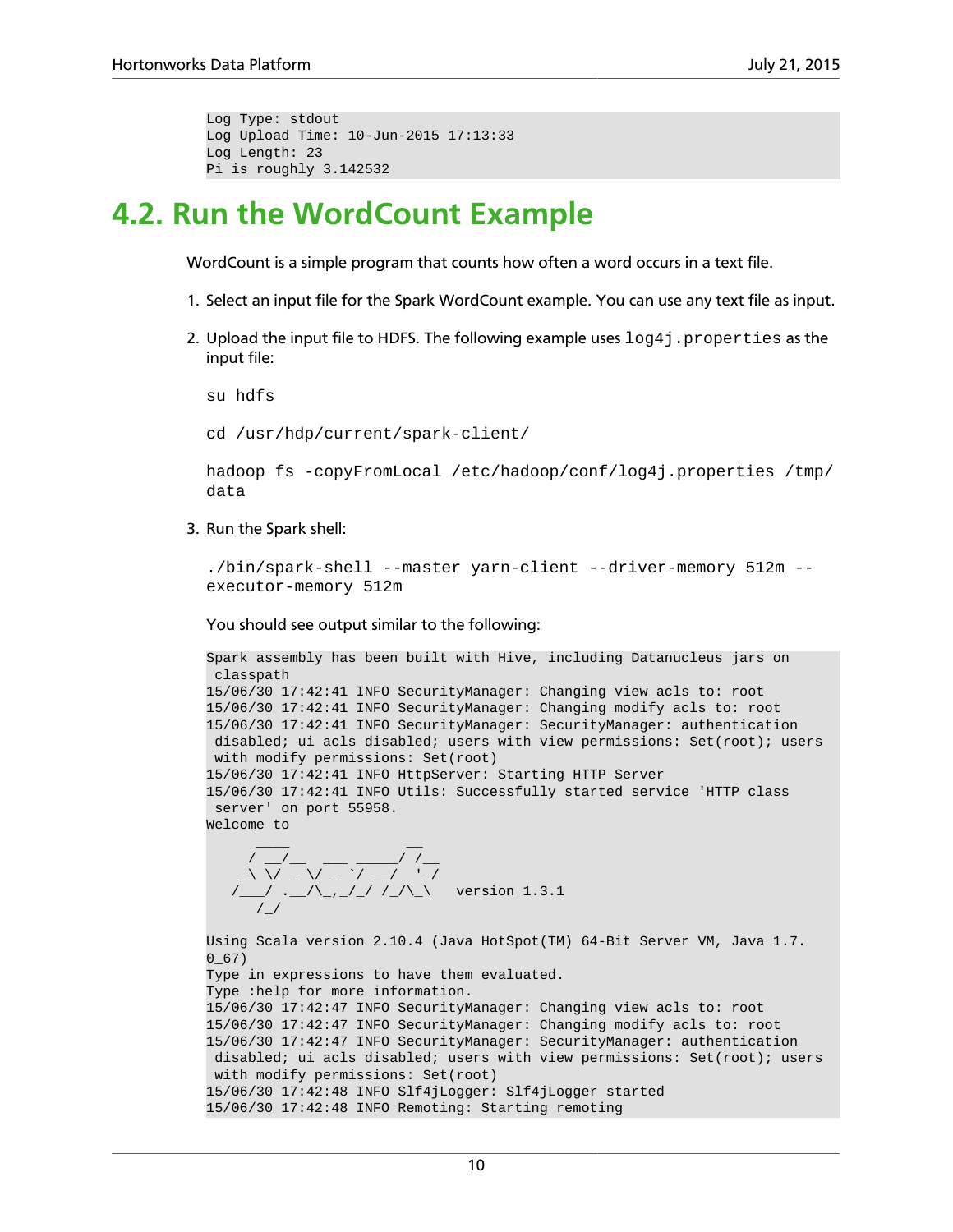```
Log Type: stdout
Log Upload Time: 10-Jun-2015 17:13:33
Log Length: 23
Pi is roughly 3.142532
```

## 4.2. Run the WordCount Example

WordCount is a simple program that counts how often a word occurs in a text file.

1. Select an input file for the Spark WordCount example. You can use any text file as input.

2. Upload the input file to HDFS. The following example uses `log4j.properties` as the input file:

   ```
   su hdfs
   ```

   ```
   cd /usr/hdp/current/spark-client/
   ```

   ```
   hadoop fs -copyFromLocal /etc/hadoop/conf/log4j.properties /tmp/
   data
   ```

3. Run the Spark shell:

   ```
   ./bin/spark-shell --master yarn-client --driver-memory 512m --
   executor-memory 512m
   ```

   You should see output similar to the following:

   ```
   Spark assembly has been built with Hive, including Datanucleus jars on
    classpath
   15/06/30 17:42:41 INFO SecurityManager: Changing view acls to: root
   15/06/30 17:42:41 INFO SecurityManager: Changing modify acls to: root
   15/06/30 17:42:41 INFO SecurityManager: SecurityManager: authentication
    disabled; ui acls disabled; users with view permissions: Set(root); users
    with modify permissions: Set(root)
   15/06/30 17:42:41 INFO HttpServer: Starting HTTP Server
   15/06/30 17:42:41 INFO Utils: Successfully started service 'HTTP class
    server' on port 55958.
   Welcome to
         ____              __
        / __/__  ___ _____/ /__
       _\ \/ _ \/ _ `/ __/  '_/
      /___/ .__/\_,_/_/ /_/\_\   version 1.3.1
         /_/

   Using Scala version 2.10.4 (Java HotSpot(TM) 64-Bit Server VM, Java 1.7.
   0_67)
   Type in expressions to have them evaluated.
   Type :help for more information.
   15/06/30 17:42:47 INFO SecurityManager: Changing view acls to: root
   15/06/30 17:42:47 INFO SecurityManager: Changing modify acls to: root
   15/06/30 17:42:47 INFO SecurityManager: SecurityManager: authentication
    disabled; ui acls disabled; users with view permissions: Set(root); users
    with modify permissions: Set(root)
   15/06/30 17:42:48 INFO Slf4jLogger: Slf4jLogger started
   15/06/30 17:42:48 INFO Remoting: Starting remoting
   ```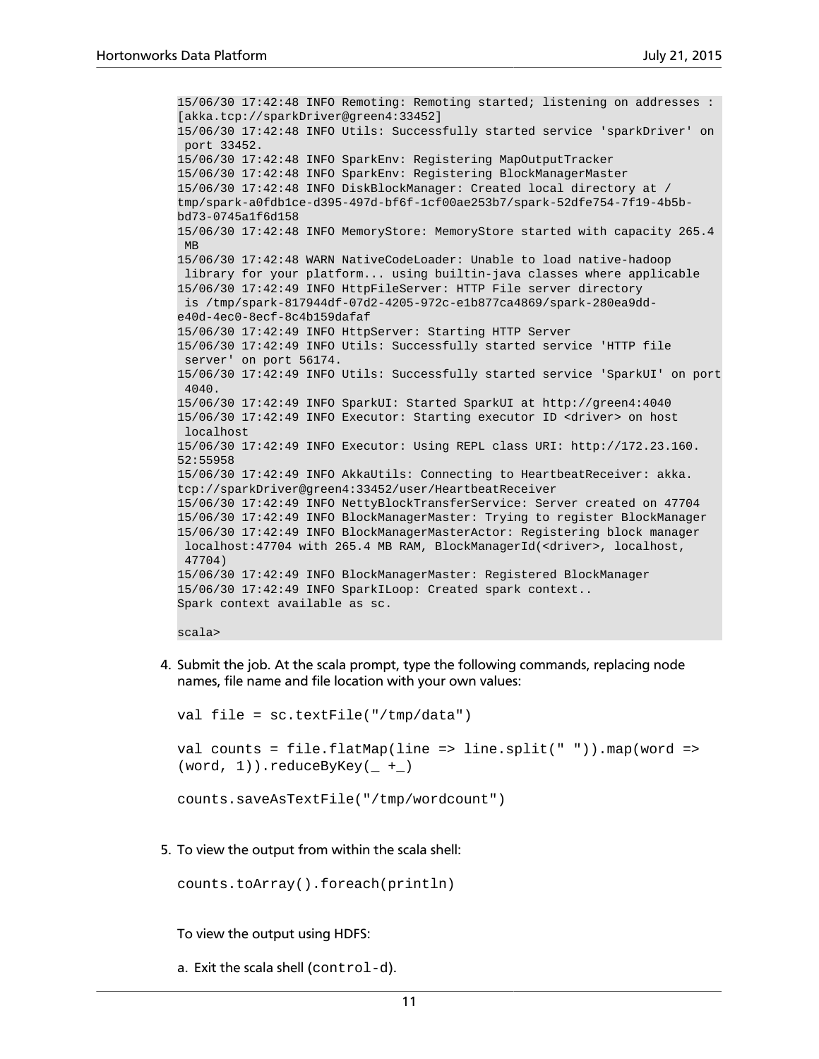```
15/06/30 17:42:48 INFO Remoting: Remoting started; listening on addresses :
[akka.tcp://sparkDriver@green4:33452]
15/06/30 17:42:48 INFO Utils: Successfully started service 'sparkDriver' on
 port 33452.
15/06/30 17:42:48 INFO SparkEnv: Registering MapOutputTracker
15/06/30 17:42:48 INFO SparkEnv: Registering BlockManagerMaster
15/06/30 17:42:48 INFO DiskBlockManager: Created local directory at /
tmp/spark-a0fdb1ce-d395-497d-bf6f-1cf00ae253b7/spark-52dfe754-7f19-4b5b-
bd73-0745a1f6d158
15/06/30 17:42:48 INFO MemoryStore: MemoryStore started with capacity 265.4
 MB
15/06/30 17:42:48 WARN NativeCodeLoader: Unable to load native-hadoop
 library for your platform... using builtin-java classes where applicable
15/06/30 17:42:49 INFO HttpFileServer: HTTP File server directory
 is /tmp/spark-817944df-07d2-4205-972c-e1b877ca4869/spark-280ea9dd-
e40d-4ec0-8ecf-8c4b159dafaf
15/06/30 17:42:49 INFO HttpServer: Starting HTTP Server
15/06/30 17:42:49 INFO Utils: Successfully started service 'HTTP file
 server' on port 56174.
15/06/30 17:42:49 INFO Utils: Successfully started service 'SparkUI' on port
 4040.
15/06/30 17:42:49 INFO SparkUI: Started SparkUI at http://green4:4040
15/06/30 17:42:49 INFO Executor: Starting executor ID <driver> on host
 localhost
15/06/30 17:42:49 INFO Executor: Using REPL class URI: http://172.23.160.
52:55958
15/06/30 17:42:49 INFO AkkaUtils: Connecting to HeartbeatReceiver: akka.
tcp://sparkDriver@green4:33452/user/HeartbeatReceiver
15/06/30 17:42:49 INFO NettyBlockTransferService: Server created on 47704
15/06/30 17:42:49 INFO BlockManagerMaster: Trying to register BlockManager
15/06/30 17:42:49 INFO BlockManagerMasterActor: Registering block manager
 localhost:47704 with 265.4 MB RAM, BlockManagerId(<driver>, localhost,
 47704)
15/06/30 17:42:49 INFO BlockManagerMaster: Registered BlockManager
15/06/30 17:42:49 INFO SparkILoop: Created spark context..
Spark context available as sc.

scala>
```

4. Submit the job. At the scala prompt, type the following commands, replacing node names, file name and file location with your own values:

```
val file = sc.textFile("/tmp/data")

val counts = file.flatMap(line => line.split(" ")).map(word =>
(word, 1)).reduceByKey(_ +_)

counts.saveAsTextFile("/tmp/wordcount")
```

5. To view the output from within the scala shell:

```
counts.toArray().foreach(println)
```

To view the output using HDFS:

a. Exit the scala shell (`control-d`).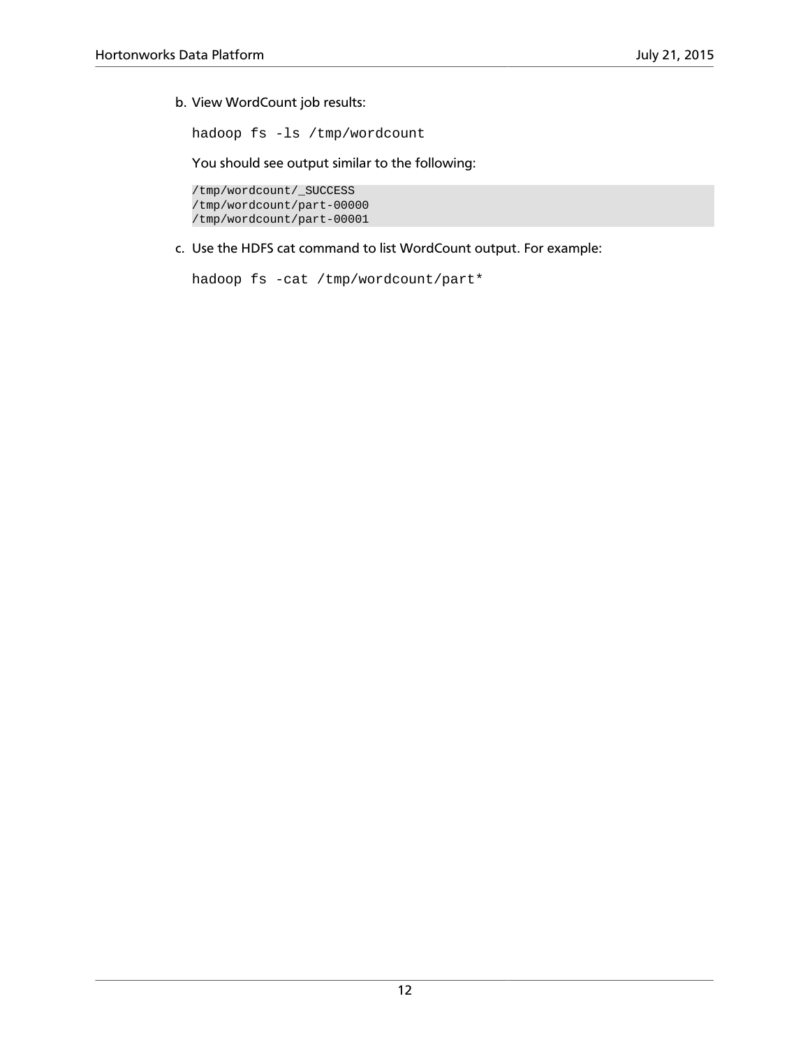b. View WordCount job results:

   ```
   hadoop fs -ls /tmp/wordcount
   ```

   You should see output similar to the following:

   ```
   /tmp/wordcount/_SUCCESS
   /tmp/wordcount/part-00000
   /tmp/wordcount/part-00001
   ```

c. Use the HDFS cat command to list WordCount output. For example:

   ```
   hadoop fs -cat /tmp/wordcount/part*
   ```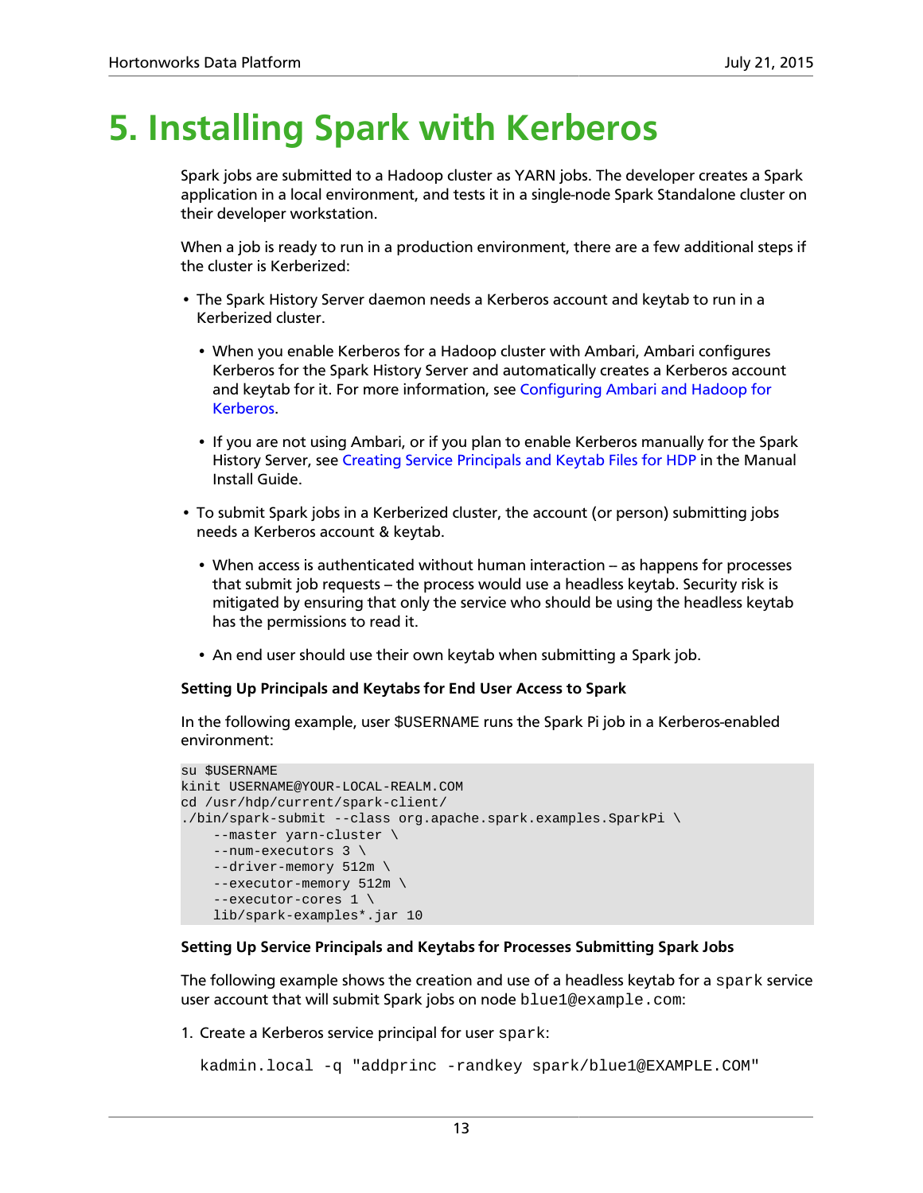# 5. Installing Spark with Kerberos

Spark jobs are submitted to a Hadoop cluster as YARN jobs. The developer creates a Spark application in a local environment, and tests it in a single-node Spark Standalone cluster on their developer workstation.

When a job is ready to run in a production environment, there are a few additional steps if the cluster is Kerberized:

- The Spark History Server daemon needs a Kerberos account and keytab to run in a Kerberized cluster.
  - When you enable Kerberos for a Hadoop cluster with Ambari, Ambari configures Kerberos for the Spark History Server and automatically creates a Kerberos account and keytab for it. For more information, see Configuring Ambari and Hadoop for Kerberos.
  - If you are not using Ambari, or if you plan to enable Kerberos manually for the Spark History Server, see Creating Service Principals and Keytab Files for HDP in the Manual Install Guide.
- To submit Spark jobs in a Kerberized cluster, the account (or person) submitting jobs needs a Kerberos account & keytab.
  - When access is authenticated without human interaction – as happens for processes that submit job requests – the process would use a headless keytab. Security risk is mitigated by ensuring that only the service who should be using the headless keytab has the permissions to read it.
  - An end user should use their own keytab when submitting a Spark job.

**Setting Up Principals and Keytabs for End User Access to Spark**

In the following example, user $USERNAME runs the Spark Pi job in a Kerberos-enabled environment:

```
su $USERNAME
kinit USERNAME@YOUR-LOCAL-REALM.COM
cd /usr/hdp/current/spark-client/
./bin/spark-submit --class org.apache.spark.examples.SparkPi \
    --master yarn-cluster \
    --num-executors 3 \
    --driver-memory 512m \
    --executor-memory 512m \
    --executor-cores 1 \
    lib/spark-examples*.jar 10
```

**Setting Up Service Principals and Keytabs for Processes Submitting Spark Jobs**

The following example shows the creation and use of a headless keytab for a `spark` service user account that will submit Spark jobs on node `blue1@example.com`:

1. Create a Kerberos service principal for user `spark`:

   ```
   kadmin.local -q "addprinc -randkey spark/blue1@EXAMPLE.COM"
   ```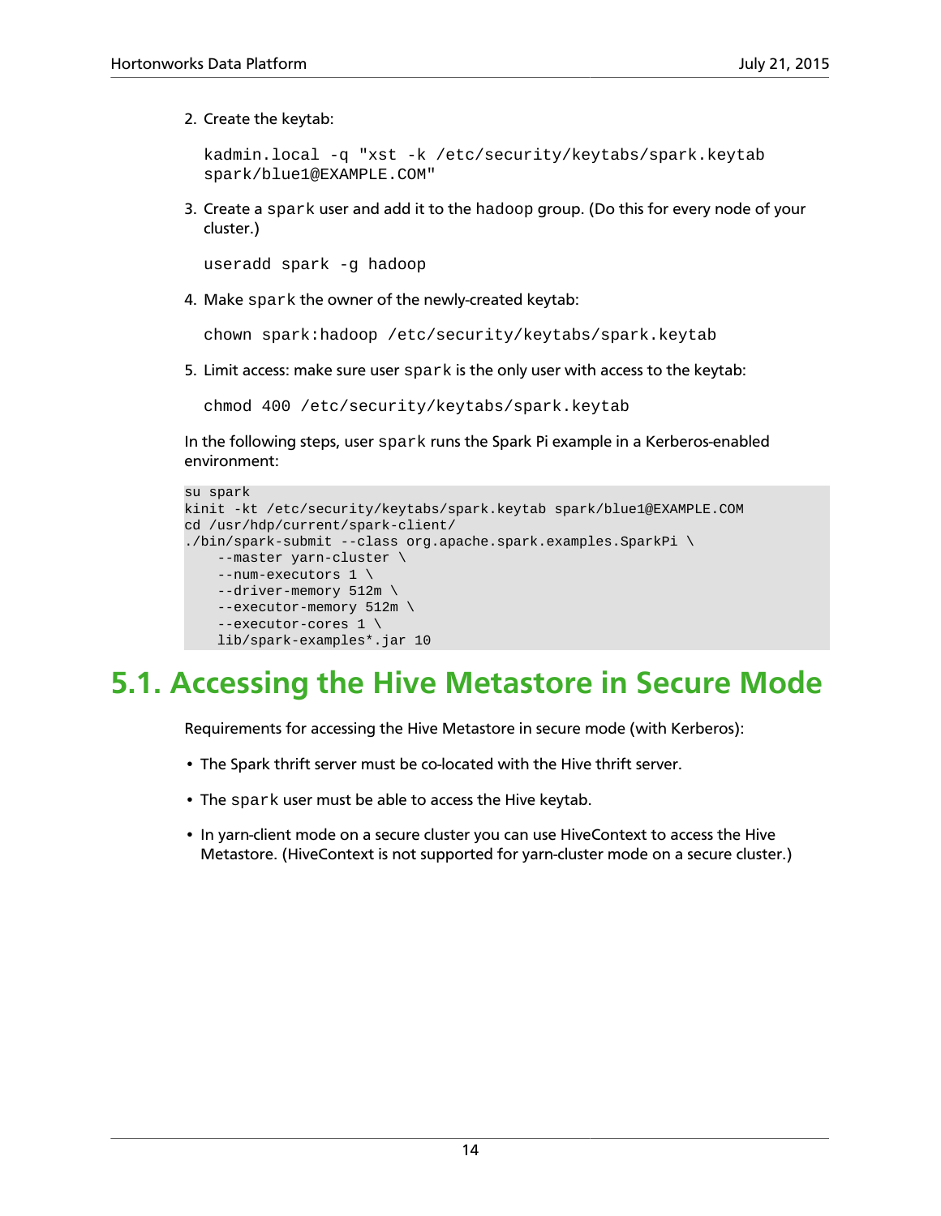2. Create the keytab:

   ```
   kadmin.local -q "xst -k /etc/security/keytabs/spark.keytab
   spark/blue1@EXAMPLE.COM"
   ```

3. Create a `spark` user and add it to the `hadoop` group. (Do this for every node of your cluster.)

   ```
   useradd spark -g hadoop
   ```

4. Make `spark` the owner of the newly-created keytab:

   ```
   chown spark:hadoop /etc/security/keytabs/spark.keytab
   ```

5. Limit access: make sure user `spark` is the only user with access to the keytab:

   ```
   chmod 400 /etc/security/keytabs/spark.keytab
   ```

In the following steps, user `spark` runs the Spark Pi example in a Kerberos-enabled environment:

```
su spark
kinit -kt /etc/security/keytabs/spark.keytab spark/blue1@EXAMPLE.COM
cd /usr/hdp/current/spark-client/
./bin/spark-submit --class org.apache.spark.examples.SparkPi \
    --master yarn-cluster \
    --num-executors 1 \
    --driver-memory 512m \
    --executor-memory 512m \
    --executor-cores 1 \
    lib/spark-examples*.jar 10
```

## 5.1. Accessing the Hive Metastore in Secure Mode

Requirements for accessing the Hive Metastore in secure mode (with Kerberos):

- The Spark thrift server must be co-located with the Hive thrift server.
- The `spark` user must be able to access the Hive keytab.
- In yarn-client mode on a secure cluster you can use HiveContext to access the Hive Metastore. (HiveContext is not supported for yarn-cluster mode on a secure cluster.)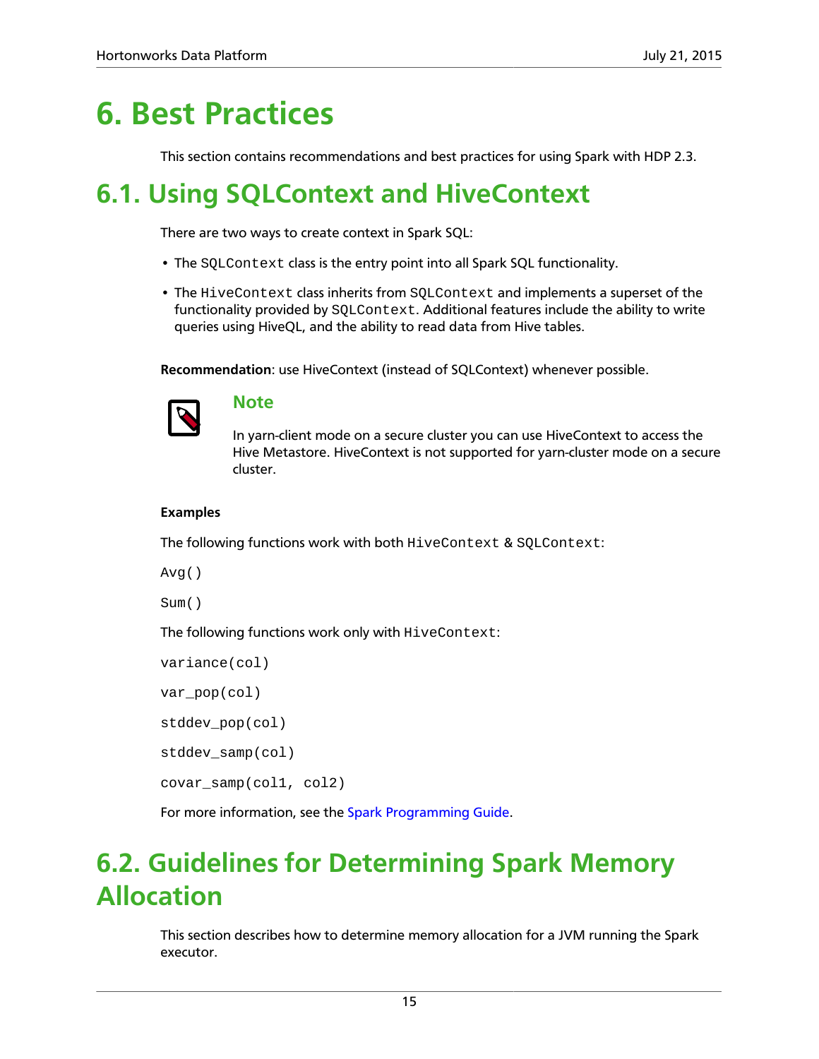# 6. Best Practices

This section contains recommendations and best practices for using Spark with HDP 2.3.

# 6.1. Using SQLContext and HiveContext

There are two ways to create context in Spark SQL:

- The `SQLContext` class is the entry point into all Spark SQL functionality.
- The `HiveContext` class inherits from `SQLContext` and implements a superset of the functionality provided by `SQLContext`. Additional features include the ability to write queries using HiveQL, and the ability to read data from Hive tables.

**Recommendation**: use HiveContext (instead of SQLContext) whenever possible.

> **Note**
>
> In yarn-client mode on a secure cluster you can use HiveContext to access the Hive Metastore. HiveContext is not supported for yarn-cluster mode on a secure cluster.

**Examples**

The following functions work with both `HiveContext` & `SQLContext`:

`Avg()`

`Sum()`

The following functions work only with `HiveContext`:

`variance(col)`

`var_pop(col)`

`stddev_pop(col)`

`stddev_samp(col)`

`covar_samp(col1, col2)`

For more information, see the Spark Programming Guide.

# 6.2. Guidelines for Determining Spark Memory Allocation

This section describes how to determine memory allocation for a JVM running the Spark executor.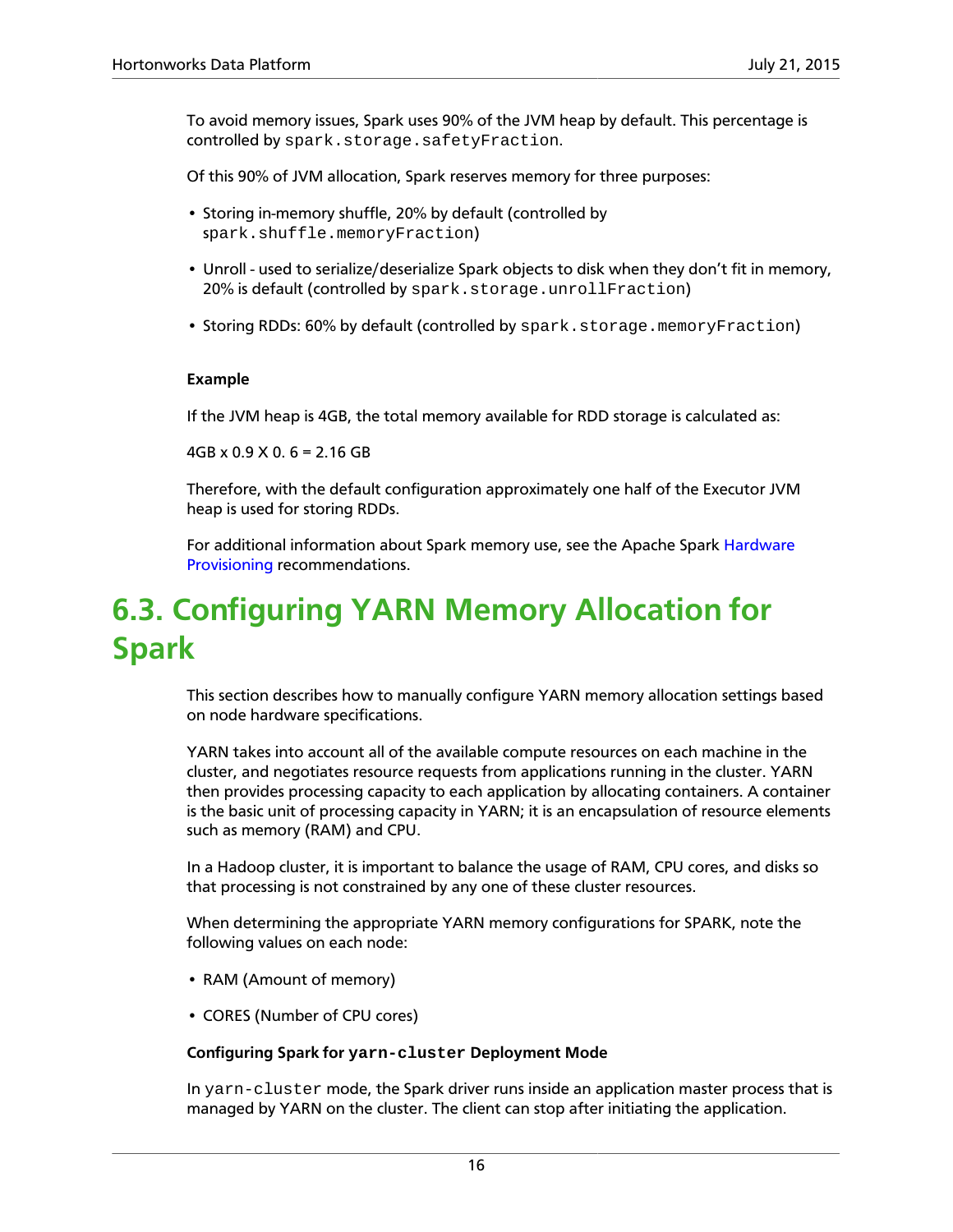To avoid memory issues, Spark uses 90% of the JVM heap by default. This percentage is controlled by `spark.storage.safetyFraction`.

Of this 90% of JVM allocation, Spark reserves memory for three purposes:

- Storing in-memory shuffle, 20% by default (controlled by `spark.shuffle.memoryFraction`)
- Unroll - used to serialize/deserialize Spark objects to disk when they don't fit in memory, 20% is default (controlled by `spark.storage.unrollFraction`)
- Storing RDDs: 60% by default (controlled by `spark.storage.memoryFraction`)

**Example**

If the JVM heap is 4GB, the total memory available for RDD storage is calculated as:

4GB x 0.9 X 0. 6 = 2.16 GB

Therefore, with the default configuration approximately one half of the Executor JVM heap is used for storing RDDs.

For additional information about Spark memory use, see the Apache Spark Hardware Provisioning recommendations.

# 6.3. Configuring YARN Memory Allocation for Spark

This section describes how to manually configure YARN memory allocation settings based on node hardware specifications.

YARN takes into account all of the available compute resources on each machine in the cluster, and negotiates resource requests from applications running in the cluster. YARN then provides processing capacity to each application by allocating containers. A container is the basic unit of processing capacity in YARN; it is an encapsulation of resource elements such as memory (RAM) and CPU.

In a Hadoop cluster, it is important to balance the usage of RAM, CPU cores, and disks so that processing is not constrained by any one of these cluster resources.

When determining the appropriate YARN memory configurations for SPARK, note the following values on each node:

- RAM (Amount of memory)
- CORES (Number of CPU cores)

**Configuring Spark for `yarn-cluster` Deployment Mode**

In `yarn-cluster` mode, the Spark driver runs inside an application master process that is managed by YARN on the cluster. The client can stop after initiating the application.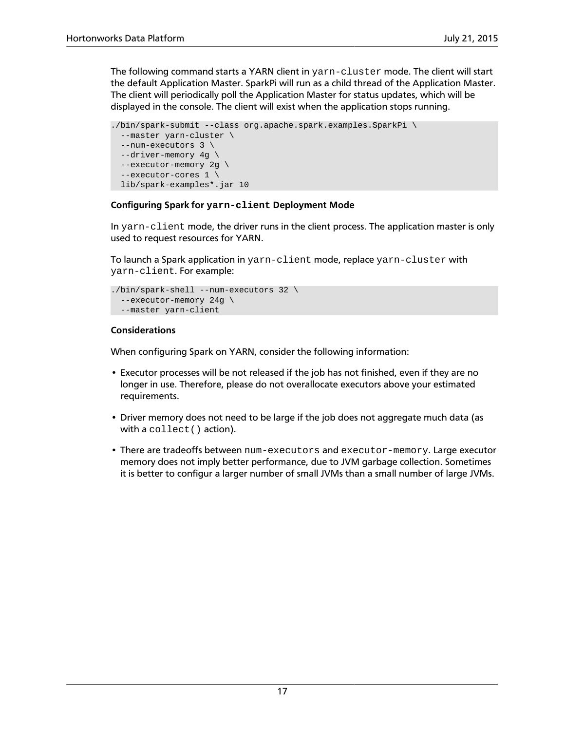The following command starts a YARN client in `yarn-cluster` mode. The client will start the default Application Master. SparkPi will run as a child thread of the Application Master. The client will periodically poll the Application Master for status updates, which will be displayed in the console. The client will exist when the application stops running.

```
./bin/spark-submit --class org.apache.spark.examples.SparkPi \
  --master yarn-cluster \
  --num-executors 3 \
  --driver-memory 4g \
  --executor-memory 2g \
  --executor-cores 1 \
  lib/spark-examples*.jar 10
```

#### Configuring Spark for `yarn-client` Deployment Mode

In `yarn-client` mode, the driver runs in the client process. The application master is only used to request resources for YARN.

To launch a Spark application in `yarn-client` mode, replace `yarn-cluster` with `yarn-client`. For example:

```
./bin/spark-shell --num-executors 32 \
  --executor-memory 24g \
  --master yarn-client
```

#### Considerations

When configuring Spark on YARN, consider the following information:

- Executor processes will be not released if the job has not finished, even if they are no longer in use. Therefore, please do not overallocate executors above your estimated requirements.
- Driver memory does not need to be large if the job does not aggregate much data (as with a `collect()` action).
- There are tradeoffs between `num-executors` and `executor-memory`. Large executor memory does not imply better performance, due to JVM garbage collection. Sometimes it is better to configur a larger number of small JVMs than a small number of large JVMs.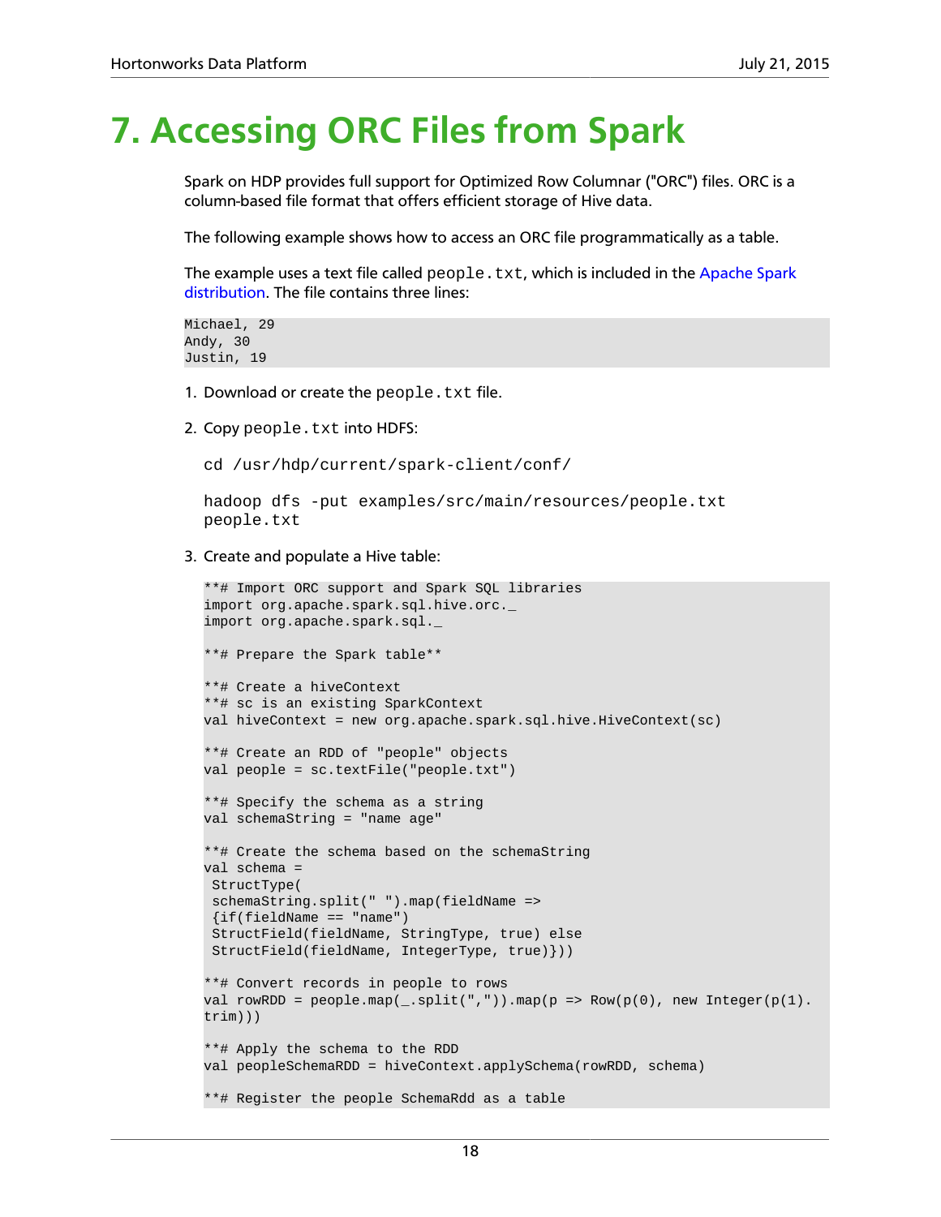# 7. Accessing ORC Files from Spark

Spark on HDP provides full support for Optimized Row Columnar ("ORC") files. ORC is a column-based file format that offers efficient storage of Hive data.

The following example shows how to access an ORC file programmatically as a table.

The example uses a text file called `people.txt`, which is included in the Apache Spark distribution. The file contains three lines:

```
Michael, 29
Andy, 30
Justin, 19
```

1. Download or create the `people.txt` file.

2. Copy `people.txt` into HDFS:

   ```
   cd /usr/hdp/current/spark-client/conf/

   hadoop dfs -put examples/src/main/resources/people.txt
   people.txt
   ```

3. Create and populate a Hive table:

   ```
   **# Import ORC support and Spark SQL libraries
   import org.apache.spark.sql.hive.orc._
   import org.apache.spark.sql._

   **# Prepare the Spark table**

   **# Create a hiveContext
   **# sc is an existing SparkContext
   val hiveContext = new org.apache.spark.sql.hive.HiveContext(sc)

   **# Create an RDD of "people" objects
   val people = sc.textFile("people.txt")

   **# Specify the schema as a string
   val schemaString = "name age"

   **# Create the schema based on the schemaString
   val schema =
    StructType(
    schemaString.split(" ").map(fieldName =>
    {if(fieldName == "name")
    StructField(fieldName, StringType, true) else
    StructField(fieldName, IntegerType, true)}))

   **# Convert records in people to rows
   val rowRDD = people.map(_.split(",")).map(p => Row(p(0), new Integer(p(1).
   trim)))

   **# Apply the schema to the RDD
   val peopleSchemaRDD = hiveContext.applySchema(rowRDD, schema)

   **# Register the people SchemaRdd as a table
   ```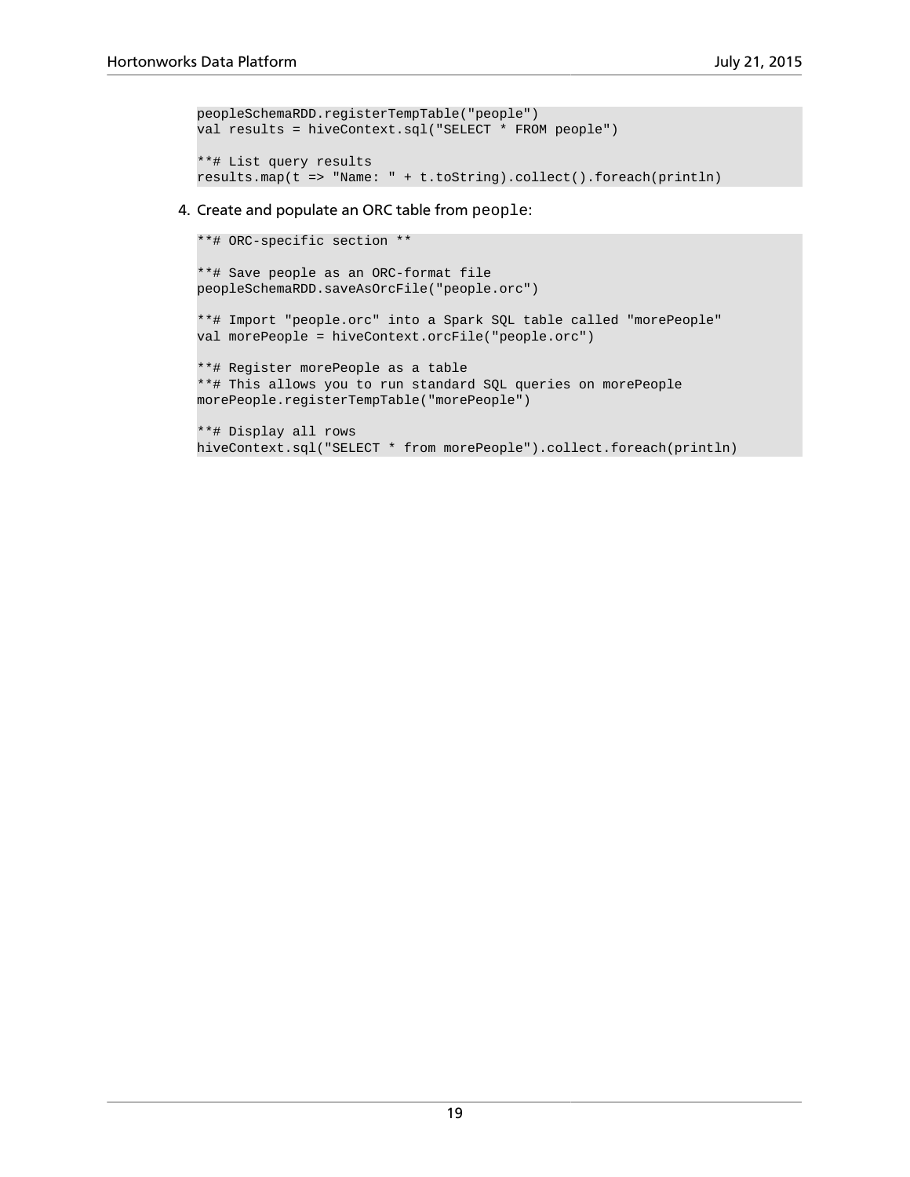```
peopleSchemaRDD.registerTempTable("people")
val results = hiveContext.sql("SELECT * FROM people")

**# List query results
results.map(t => "Name: " + t.toString).collect().foreach(println)
```

4. Create and populate an ORC table from `people`:

```
**# ORC-specific section **

**# Save people as an ORC-format file
peopleSchemaRDD.saveAsOrcFile("people.orc")

**# Import "people.orc" into a Spark SQL table called "morePeople"
val morePeople = hiveContext.orcFile("people.orc")

**# Register morePeople as a table
**# This allows you to run standard SQL queries on morePeople
morePeople.registerTempTable("morePeople")

**# Display all rows
hiveContext.sql("SELECT * from morePeople").collect.foreach(println)
```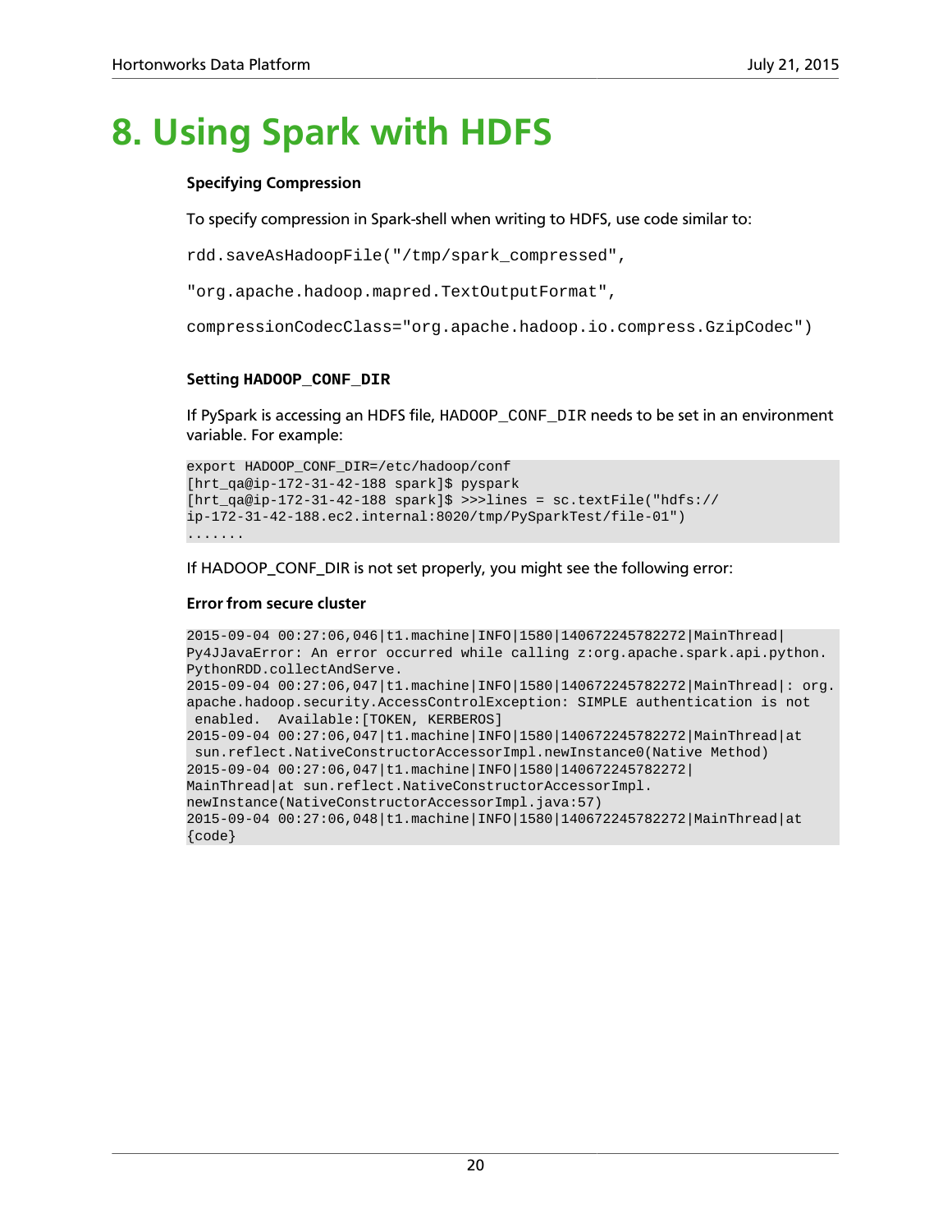# 8. Using Spark with HDFS

### Specifying Compression

To specify compression in Spark-shell when writing to HDFS, use code similar to:

```
rdd.saveAsHadoopFile("/tmp/spark_compressed",

"org.apache.hadoop.mapred.TextOutputFormat",

compressionCodecClass="org.apache.hadoop.io.compress.GzipCodec")
```

### Setting HADOOP_CONF_DIR

If PySpark is accessing an HDFS file, HADOOP_CONF_DIR needs to be set in an environment variable. For example:

```
export HADOOP_CONF_DIR=/etc/hadoop/conf
[hrt_qa@ip-172-31-42-188 spark]$ pyspark
[hrt_qa@ip-172-31-42-188 spark]$ >>>lines = sc.textFile("hdfs://
ip-172-31-42-188.ec2.internal:8020/tmp/PySparkTest/file-01")
.......
```

If HADOOP_CONF_DIR is not set properly, you might see the following error:

### Error from secure cluster

```
2015-09-04 00:27:06,046|t1.machine|INFO|1580|140672245782272|MainThread|
Py4JJavaError: An error occurred while calling z:org.apache.spark.api.python.
PythonRDD.collectAndServe.
2015-09-04 00:27:06,047|t1.machine|INFO|1580|140672245782272|MainThread|: org.
apache.hadoop.security.AccessControlException: SIMPLE authentication is not
 enabled.  Available:[TOKEN, KERBEROS]
2015-09-04 00:27:06,047|t1.machine|INFO|1580|140672245782272|MainThread|at
 sun.reflect.NativeConstructorAccessorImpl.newInstance0(Native Method)
2015-09-04 00:27:06,047|t1.machine|INFO|1580|140672245782272|
MainThread|at sun.reflect.NativeConstructorAccessorImpl.
newInstance(NativeConstructorAccessorImpl.java:57)
2015-09-04 00:27:06,048|t1.machine|INFO|1580|140672245782272|MainThread|at
{code}
```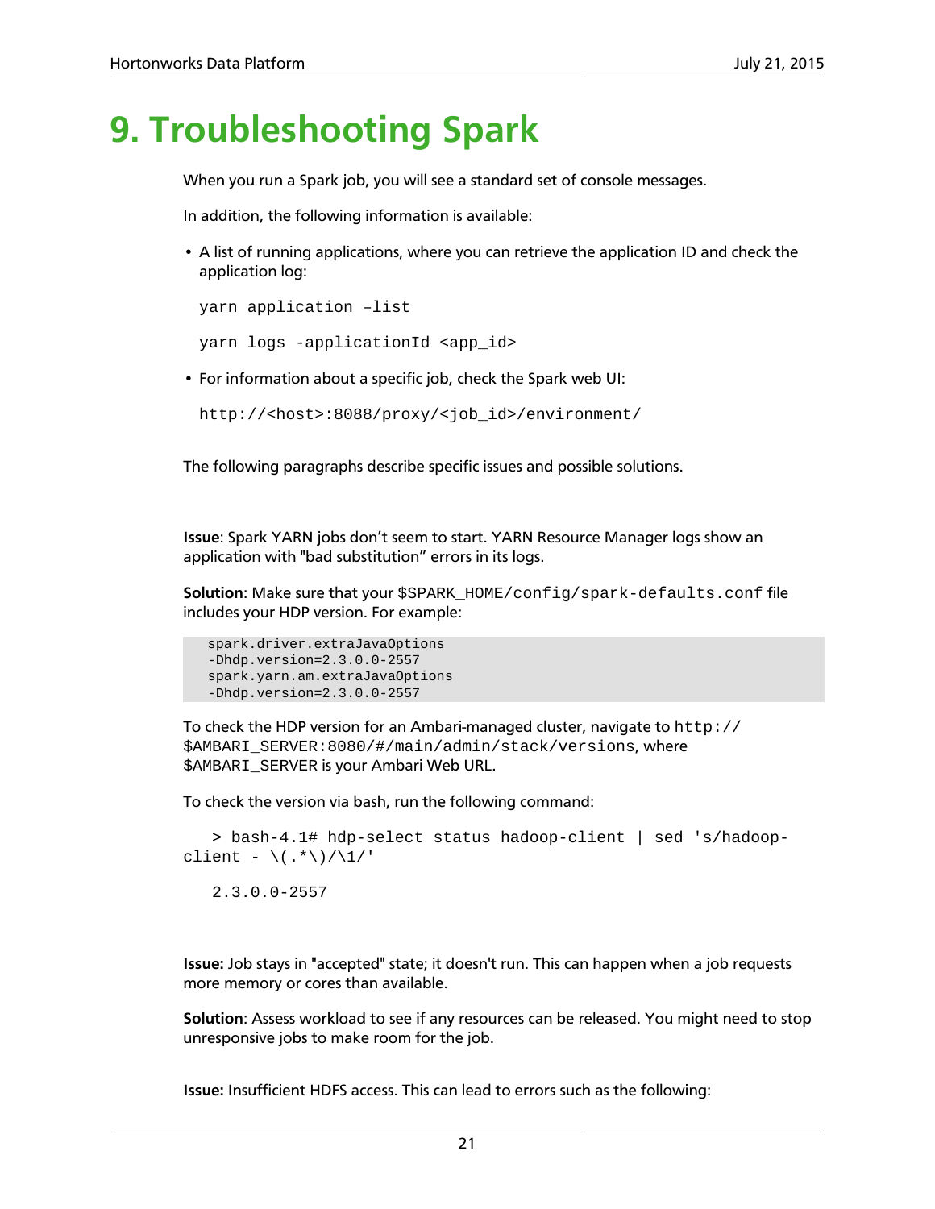# 9. Troubleshooting Spark

When you run a Spark job, you will see a standard set of console messages.

In addition, the following information is available:

- A list of running applications, where you can retrieve the application ID and check the application log:

  ```
  yarn application –list
  ```

  ```
  yarn logs -applicationId <app_id>
  ```

- For information about a specific job, check the Spark web UI:

  ```
  http://<host>:8088/proxy/<job_id>/environment/
  ```

The following paragraphs describe specific issues and possible solutions.

**Issue**: Spark YARN jobs don't seem to start. YARN Resource Manager logs show an application with "bad substitution" errors in its logs.

**Solution**: Make sure that your `$SPARK_HOME/config/spark-defaults.conf` file includes your HDP version. For example:

```
spark.driver.extraJavaOptions
-Dhdp.version=2.3.0.0-2557
spark.yarn.am.extraJavaOptions
-Dhdp.version=2.3.0.0-2557
```

To check the HDP version for an Ambari-managed cluster, navigate to `http://$AMBARI_SERVER:8080/#/main/admin/stack/versions`, where $AMBARI_SERVER is your Ambari Web URL.

To check the version via bash, run the following command:

```
> bash-4.1# hdp-select status hadoop-client | sed 's/hadoop-client - \(.*\)/\1/'

2.3.0.0-2557
```

**Issue:** Job stays in "accepted" state; it doesn't run. This can happen when a job requests more memory or cores than available.

**Solution**: Assess workload to see if any resources can be released. You might need to stop unresponsive jobs to make room for the job.

**Issue:** Insufficient HDFS access. This can lead to errors such as the following: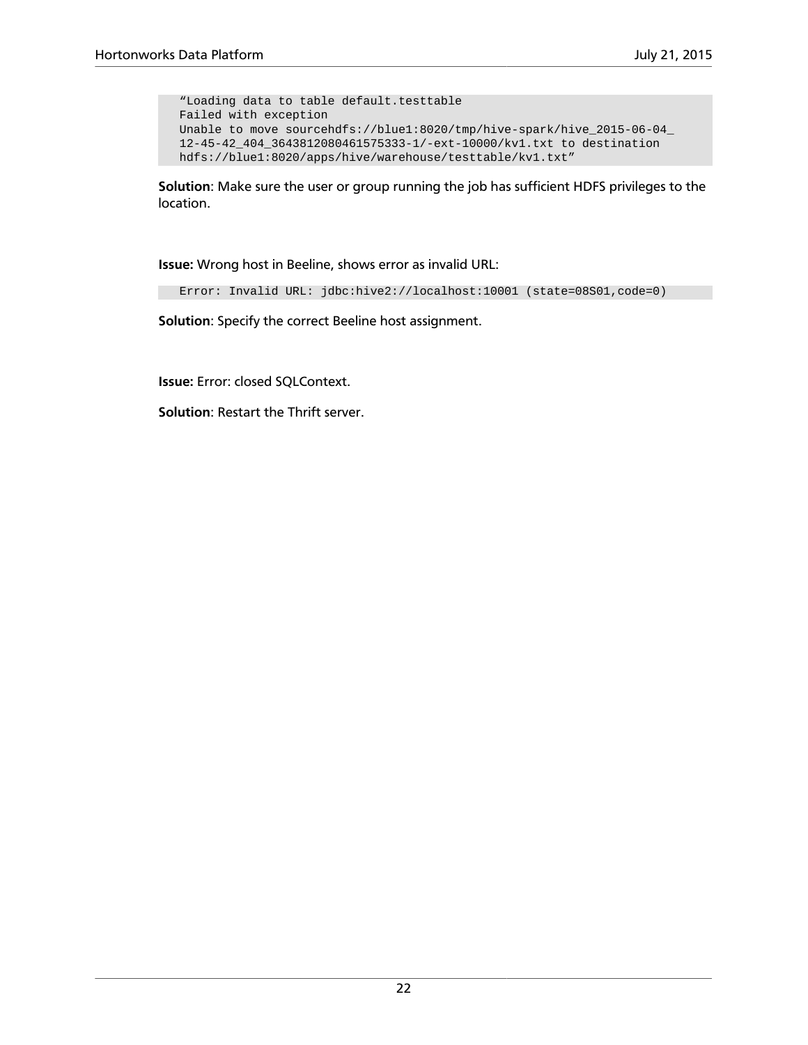```
“Loading data to table default.testtable
Failed with exception
Unable to move sourcehdfs://blue1:8020/tmp/hive-spark/hive_2015-06-04_
12-45-42_404_3643812080461575333-1/-ext-10000/kv1.txt to destination
hdfs://blue1:8020/apps/hive/warehouse/testtable/kv1.txt”
```

**Solution**: Make sure the user or group running the job has sufficient HDFS privileges to the location.

**Issue:** Wrong host in Beeline, shows error as invalid URL:

```
Error: Invalid URL: jdbc:hive2://localhost:10001 (state=08S01,code=0)
```

**Solution**: Specify the correct Beeline host assignment.

**Issue:** Error: closed SQLContext.

**Solution**: Restart the Thrift server.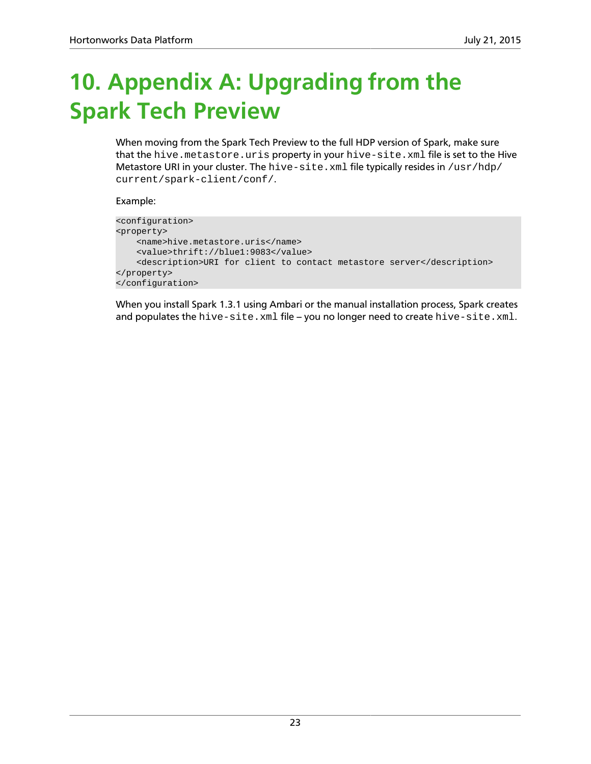# 10. Appendix A: Upgrading from the Spark Tech Preview

When moving from the Spark Tech Preview to the full HDP version of Spark, make sure that the `hive.metastore.uris` property in your `hive-site.xml` file is set to the Hive Metastore URI in your cluster. The `hive-site.xml` file typically resides in `/usr/hdp/current/spark-client/conf/`.

Example:

```
<configuration>
<property>
    <name>hive.metastore.uris</name>
    <value>thrift://blue1:9083</value>
    <description>URI for client to contact metastore server</description>
</property>
</configuration>
```

When you install Spark 1.3.1 using Ambari or the manual installation process, Spark creates and populates the `hive-site.xml` file – you no longer need to create `hive-site.xml`.